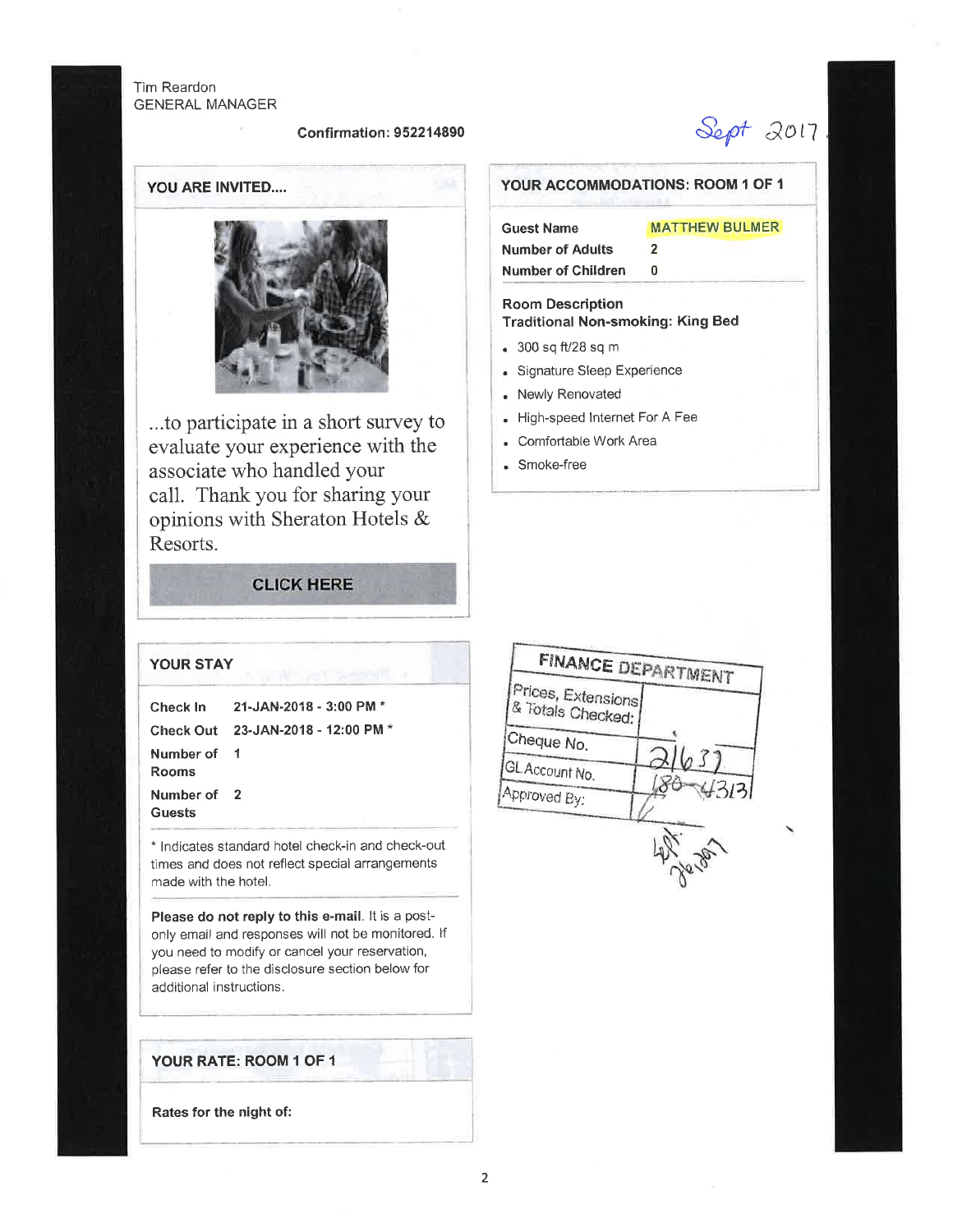Tim Reardon
GENERAL MANAGER

**Confirmation: 952214890**

Sept 2017

## YOU ARE INVITED....

...to participate in a short survey to evaluate your experience with the associate who handled your call. Thank you for sharing your opinions with Sheraton Hotels & Resorts.

**CLICK HERE**

## YOUR ACCOMMODATIONS: ROOM 1 OF 1

| | |
|---|---|
| **Guest Name** | **MATTHEW BULMER** |
| **Number of Adults** | **2** |
| **Number of Children** | **0** |

**Room Description**
**Traditional Non-smoking: King Bed**

- 300 sq ft/28 sq m
- Signature Sleep Experience
- Newly Renovated
- High-speed Internet For A Fee
- Comfortable Work Area
- Smoke-free

## YOUR STAY

| | |
|---|---|
| **Check In** | **21-JAN-2018 - 3:00 PM \*** |
| **Check Out** | **23-JAN-2018 - 12:00 PM \*** |
| **Number of Rooms** | **1** |
| **Number of Guests** | **2** |

\* Indicates standard hotel check-in and check-out times and does not reflect special arrangements made with the hotel.

**Please do not reply to this e-mail**. It is a post-only email and responses will not be monitored. If you need to modify or cancel your reservation, please refer to the disclosure section below for additional instructions.

| FINANCE DEPARTMENT | |
|---|---|
| Prices, Extensions & Totals Checked: | |
| Cheque No. | 21637 |
| GL Account No. | 180-4313 |
| Approved By: | |

Sept 26/2017

## YOUR RATE: ROOM 1 OF 1

**Rates for the night of:**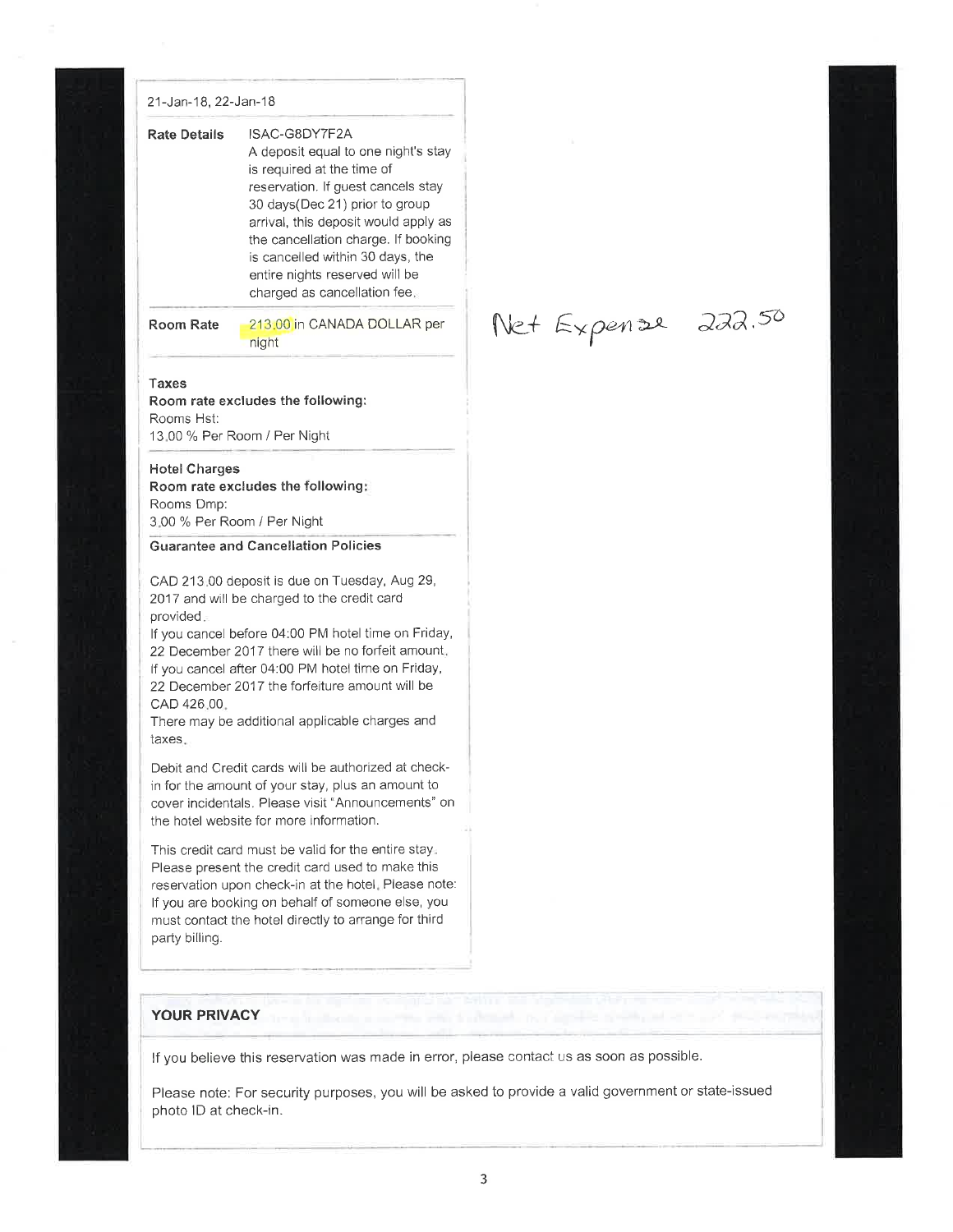21-Jan-18, 22-Jan-18

| | |
|---|---|
| **Rate Details** | ISAC-G8DY7F2A<br>A deposit equal to one night's stay is required at the time of reservation. If guest cancels stay 30 days(Dec 21) prior to group arrival, this deposit would apply as the cancellation charge. If booking is cancelled within 30 days, the entire nights reserved will be charged as cancellation fee. |
| **Room Rate** | 213.00 in CANADA DOLLAR per night |

Net Expense 222.50

**Taxes**
**Room rate excludes the following:**
Rooms Hst:
13.00 % Per Room / Per Night

**Hotel Charges**
**Room rate excludes the following:**
Rooms Dmp:
3.00 % Per Room / Per Night

**Guarantee and Cancellation Policies**

CAD 213.00 deposit is due on Tuesday, Aug 29, 2017 and will be charged to the credit card provided.
If you cancel before 04:00 PM hotel time on Friday, 22 December 2017 there will be no forfeit amount.
If you cancel after 04:00 PM hotel time on Friday, 22 December 2017 the forfeiture amount will be CAD 426.00.
There may be additional applicable charges and taxes.

Debit and Credit cards will be authorized at check-in for the amount of your stay, plus an amount to cover incidentals. Please visit "Announcements" on the hotel website for more information.

This credit card must be valid for the entire stay. Please present the credit card used to make this reservation upon check-in at the hotel. Please note: If you are booking on behalf of someone else, you must contact the hotel directly to arrange for third party billing.

## YOUR PRIVACY

If you believe this reservation was made in error, please contact us as soon as possible.

Please note: For security purposes, you will be asked to provide a valid government or state-issued photo ID at check-in.